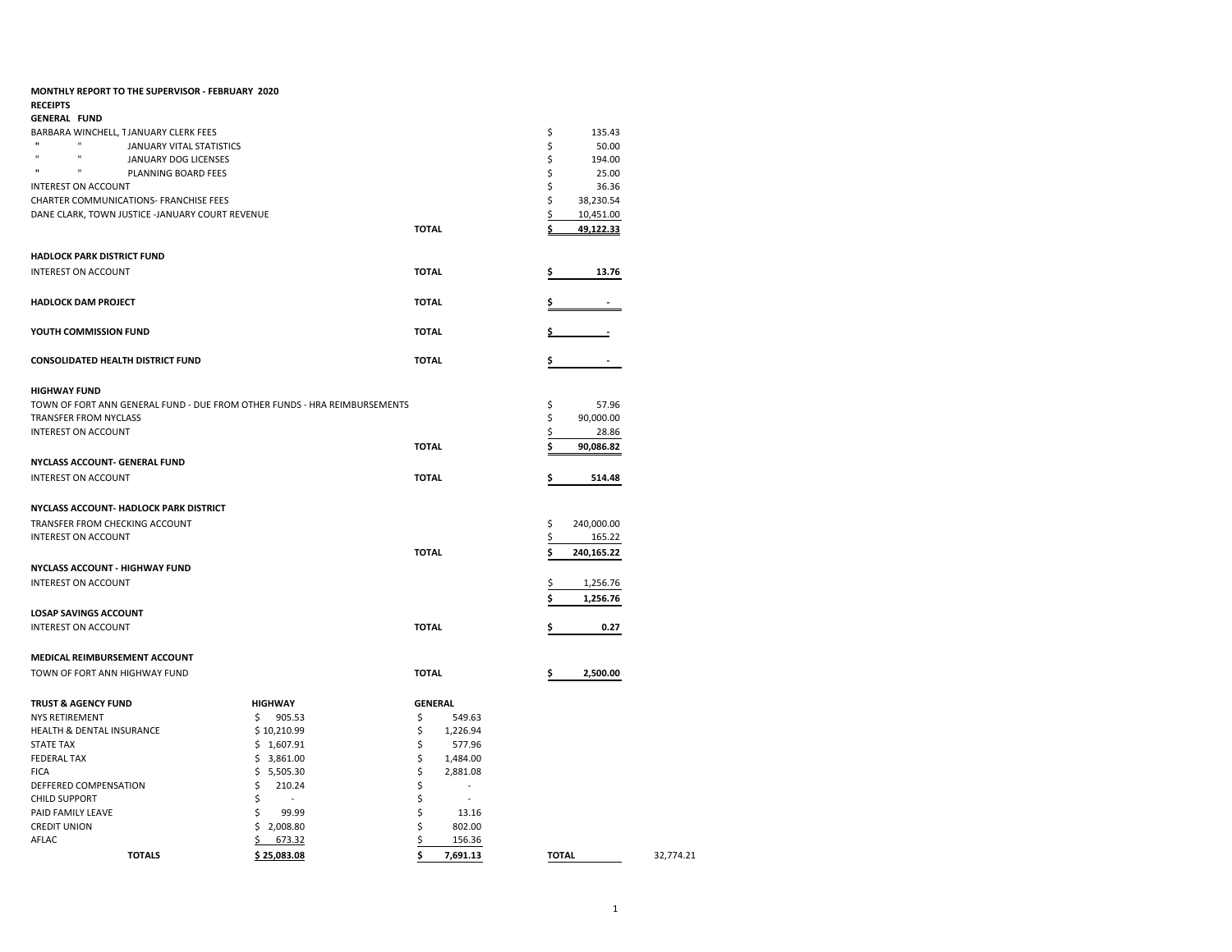**MONTHLY REPORT TO THE SUPERVISOR - FEBRUARY 2020**

**RECEIPTS**

**GENERAL FUND**

| | | |
|---|---|---|
| BARBARA WINCHELL, T JANUARY CLERK FEES | | $ 135.43 |
| " " JANUARY VITAL STATISTICS | | $ 50.00 |
| " " JANUARY DOG LICENSES | | $ 194.00 |
| " " PLANNING BOARD FEES | | $ 25.00 |
| INTEREST ON ACCOUNT | | $ 36.36 |
| CHARTER COMMUNICATIONS- FRANCHISE FEES | | $ 38,230.54 |
| DANE CLARK, TOWN JUSTICE -JANUARY COURT REVENUE | | $ 10,451.00 |
| | **TOTAL** | **$ 49,122.33** |

**HADLOCK PARK DISTRICT FUND**

| | | |
|---|---|---|
| INTEREST ON ACCOUNT | **TOTAL** | **$ 13.76** |

| | | |
|---|---|---|
| **HADLOCK DAM PROJECT** | **TOTAL** | **$ -** |
| **YOUTH COMMISSION FUND** | **TOTAL** | **$ -** |
| **CONSOLIDATED HEALTH DISTRICT FUND** | **TOTAL** | **$ -** |

**HIGHWAY FUND**

| | | |
|---|---|---|
| TOWN OF FORT ANN GENERAL FUND - DUE FROM OTHER FUNDS - HRA REIMBURSEMENTS | | $ 57.96 |
| TRANSFER FROM NYCLASS | | $ 90,000.00 |
| INTEREST ON ACCOUNT | | $ 28.86 |
| | **TOTAL** | **$ 90,086.82** |

**NYCLASS ACCOUNT- GENERAL FUND**

| | | |
|---|---|---|
| INTEREST ON ACCOUNT | **TOTAL** | **$ 514.48** |

**NYCLASS ACCOUNT- HADLOCK PARK DISTRICT**

| | | |
|---|---|---|
| TRANSFER FROM CHECKING ACCOUNT | | $ 240,000.00 |
| INTEREST ON ACCOUNT | | $ 165.22 |
| | **TOTAL** | **$ 240,165.22** |

**NYCLASS ACCOUNT - HIGHWAY FUND**

| | | |
|---|---|---|
| INTEREST ON ACCOUNT | | $ 1,256.76 |
| | | **$ 1,256.76** |

**LOSAP SAVINGS ACCOUNT**

| | | |
|---|---|---|
| INTEREST ON ACCOUNT | **TOTAL** | **$ 0.27** |

**MEDICAL REIMBURSEMENT ACCOUNT**

| | | |
|---|---|---|
| TOWN OF FORT ANN HIGHWAY FUND | **TOTAL** | **$ 2,500.00** |

| **TRUST & AGENCY FUND** | **HIGHWAY** | **GENERAL** | | |
|---|---|---|---|---|
| NYS RETIREMENT | $ 905.53 | $ 549.63 | | |
| HEALTH & DENTAL INSURANCE | $ 10,210.99 | $ 1,226.94 | | |
| STATE TAX | $ 1,607.91 | $ 577.96 | | |
| FEDERAL TAX | $ 3,861.00 | $ 1,484.00 | | |
| FICA | $ 5,505.30 | $ 2,881.08 | | |
| DEFFERED COMPENSATION | $ 210.24 | $ - | | |
| CHILD SUPPORT | $ - | $ - | | |
| PAID FAMILY LEAVE | $ 99.99 | $ 13.16 | | |
| CREDIT UNION | $ 2,008.80 | $ 802.00 | | |
| AFLAC | $ 673.32 | $ 156.36 | | |
| **TOTALS** | **$ 25,083.08** | **$ 7,691.13** | **TOTAL** | 32,774.21 |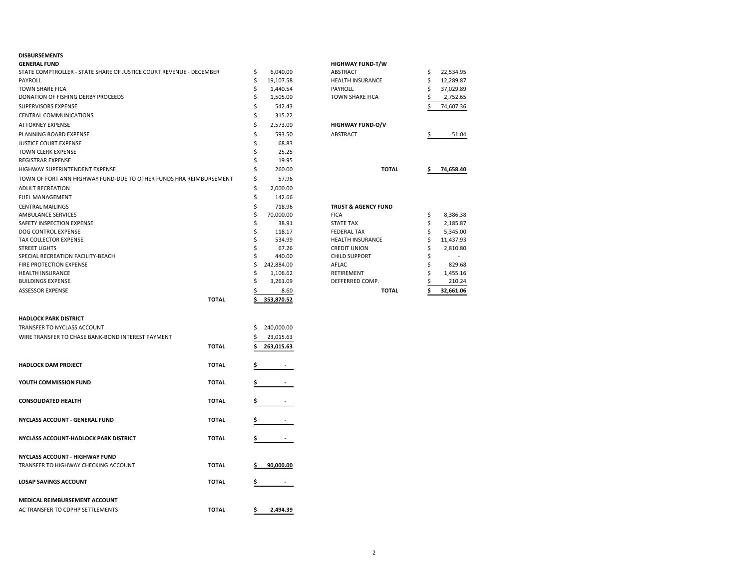## DISBURSEMENTS

### GENERAL FUND

| Item | Amount |
|---|---|
| STATE COMPTROLLER - STATE SHARE OF JUSTICE COURT REVENUE - DECEMBER | $ 6,040.00 |
| PAYROLL | $ 19,107.58 |
| TOWN SHARE FICA | $ 1,440.54 |
| DONATION OF FISHING DERBY PROCEEDS | $ 1,505.00 |
| SUPERVISORS EXPENSE | $ 542.43 |
| CENTRAL COMMUNICATIONS | $ 315.22 |
| ATTORNEY EXPENSE | $ 2,573.00 |
| PLANNING BOARD EXPENSE | $ 593.50 |
| JUSTICE COURT EXPENSE | $ 68.83 |
| TOWN CLERK EXPENSE | $ 25.25 |
| REGISTRAR EXPENSE | $ 19.95 |
| HIGHWAY SUPERINTENDENT EXPENSE | $ 260.00 |
| TOWN OF FORT ANN HIGHWAY FUND-DUE TO OTHER FUNDS HRA REIMBURSEMENT | $ 57.96 |
| ADULT RECREATION | $ 2,000.00 |
| FUEL MANAGEMENT | $ 142.66 |
| CENTRAL MAILINGS | $ 718.96 |
| AMBULANCE SERVICES | $ 70,000.00 |
| SAFETY INSPECTION EXPENSE | $ 38.91 |
| DOG CONTROL EXPENSE | $ 118.17 |
| TAX COLLECTOR EXPENSE | $ 534.99 |
| STREET LIGHTS | $ 67.26 |
| SPECIAL RECREATION FACILITY-BEACH | $ 440.00 |
| FIRE PROTECTION EXPENSE | $ 242,884.00 |
| HEALTH INSURANCE | $ 1,106.62 |
| BUILDINGS EXPENSE | $ 3,261.09 |
| ASSESSOR EXPENSE | $ 8.60 |
| **TOTAL** | **$ 353,870.52** |

### HADLOCK PARK DISTRICT

| Item | Amount |
|---|---|
| TRANSFER TO NYCLASS ACCOUNT | $ 240,000.00 |
| WIRE TRANSFER TO CHASE BANK-BOND INTEREST PAYMENT | $ 23,015.63 |
| **TOTAL** | **$ 263,015.63** |

| Fund | Total |
|---|---|
| **HADLOCK DAM PROJECT** — TOTAL | $ - |
| **YOUTH COMMISSION FUND** — TOTAL | $ - |
| **CONSOLIDATED HEALTH** — TOTAL | $ - |
| **NYCLASS ACCOUNT - GENERAL FUND** — TOTAL | $ - |
| **NYCLASS ACCOUNT-HADLOCK PARK DISTRICT** — TOTAL | $ - |

### NYCLASS ACCOUNT - HIGHWAY FUND

| Item | Amount |
|---|---|
| TRANSFER TO HIGHWAY CHECKING ACCOUNT — **TOTAL** | **$ 90,000.00** |

| Fund | Total |
|---|---|
| **LOSAP SAVINGS ACCOUNT** — TOTAL | $ - |

### MEDICAL REIMBURSEMENT ACCOUNT

| Item | Amount |
|---|---|
| AC TRANSFER TO CDPHP SETTLEMENTS — **TOTAL** | **$ 2,494.39** |

### HIGHWAY FUND-T/W

| Item | Amount |
|---|---|
| ABSTRACT | $ 22,534.95 |
| HEALTH INSURANCE | $ 12,289.87 |
| PAYROLL | $ 37,029.89 |
| TOWN SHARE FICA | $ 2,752.65 |
| | $ 74,607.36 |

### HIGHWAY FUND-O/V

| Item | Amount |
|---|---|
| ABSTRACT | $ 51.04 |
| **TOTAL** | **$ 74,658.40** |

### TRUST & AGENCY FUND

| Item | Amount |
|---|---|
| FICA | $ 8,386.38 |
| STATE TAX | $ 2,185.87 |
| FEDERAL TAX | $ 5,345.00 |
| HEALTH INSURANCE | $ 11,437.93 |
| CREDIT UNION | $ 2,810.80 |
| CHILD SUPPORT | $ - |
| AFLAC | $ 829.68 |
| RETIREMENT | $ 1,455.16 |
| DEFFERRED COMP. | $ 210.24 |
| **TOTAL** | **$ 32,661.06** |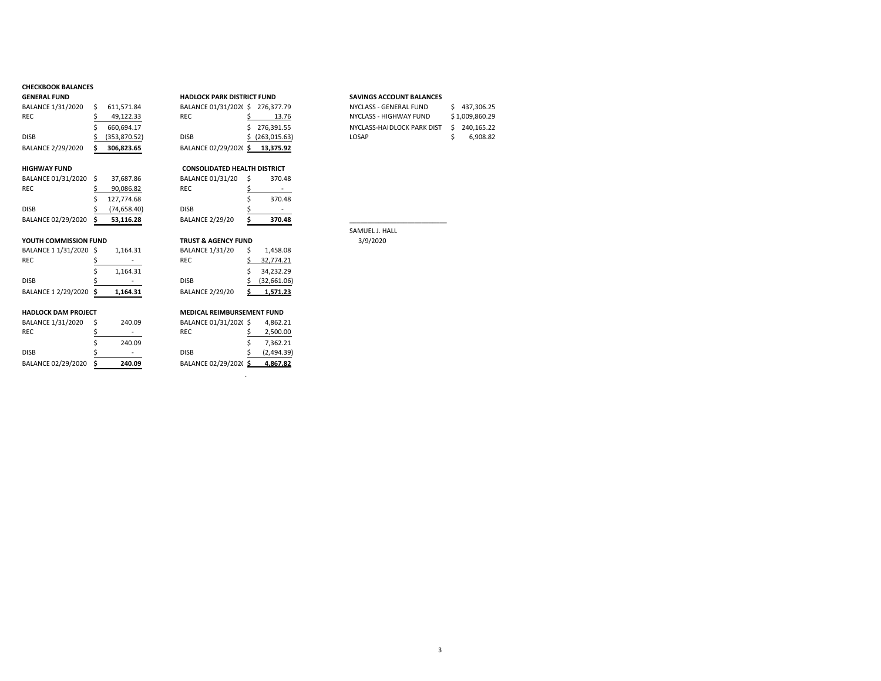**CHECKBOOK BALANCES**

**GENERAL FUND**

| | |
|---|---|
| BALANCE 1/31/2020 | $ 611,571.84 |
| REC | $ 49,122.33 |
| | $ 660,694.17 |
| DISB | $ (353,870.52) |
| BALANCE 2/29/2020 | **$ 306,823.65** |

**HADLOCK PARK DISTRICT FUND**

| | |
|---|---|
| BALANCE 01/31/2020 | $ 276,377.79 |
| REC | $ 13.76 |
| | $ 276,391.55 |
| DISB | $ (263,015.63) |
| BALANCE 02/29/2020 | **$ 13,375.92** |

**SAVINGS ACCOUNT BALANCES**

| | |
|---|---|
| NYCLASS - GENERAL FUND | $ 437,306.25 |
| NYCLASS - HIGHWAY FUND | $ 1,009,860.29 |
| NYCLASS-HADLOCK PARK DIST | $ 240,165.22 |
| LOSAP | $ 6,908.82 |

**HIGHWAY FUND**

| | |
|---|---|
| BALANCE 01/31/2020 | $ 37,687.86 |
| REC | $ 90,086.82 |
| | $ 127,774.68 |
| DISB | $ (74,658.40) |
| BALANCE 02/29/2020 | **$ 53,116.28** |

**CONSOLIDATED HEALTH DISTRICT**

| | |
|---|---|
| BALANCE 01/31/20 | $ 370.48 |
| REC | $ - |
| | $ 370.48 |
| DISB | $ - |
| BALANCE 2/29/20 | **$ 370.48** |

\_\_\_\_\_\_\_\_\_\_\_\_\_\_\_\_\_\_\_\_\_\_\_\_\_\_\_\_

SAMUEL J. HALL
3/9/2020

**YOUTH COMMISSION FUND**

| | |
|---|---|
| BALANCE 1 1/31/2020 | $ 1,164.31 |
| REC | $ - |
| | $ 1,164.31 |
| DISB | $ - |
| BALANCE 1 2/29/2020 | **$ 1,164.31** |

**TRUST & AGENCY FUND**

| | |
|---|---|
| BALANCE 1/31/20 | $ 1,458.08 |
| REC | $ 32,774.21 |
| | $ 34,232.29 |
| DISB | $ (32,661.06) |
| BALANCE 2/29/20 | **$ 1,571.23** |

**HADLOCK DAM PROJECT**

| | |
|---|---|
| BALANCE 1/31/2020 | $ 240.09 |
| REC | $ - |
| | $ 240.09 |
| DISB | $ - |
| BALANCE 02/29/2020 | **$ 240.09** |

**MEDICAL REIMBURSEMENT FUND**

| | |
|---|---|
| BALANCE 01/31/2020 | $ 4,862.21 |
| REC | $ 2,500.00 |
| | $ 7,362.21 |
| DISB | $ (2,494.39) |
| BALANCE 02/29/2020 | **$ 4,867.82** |